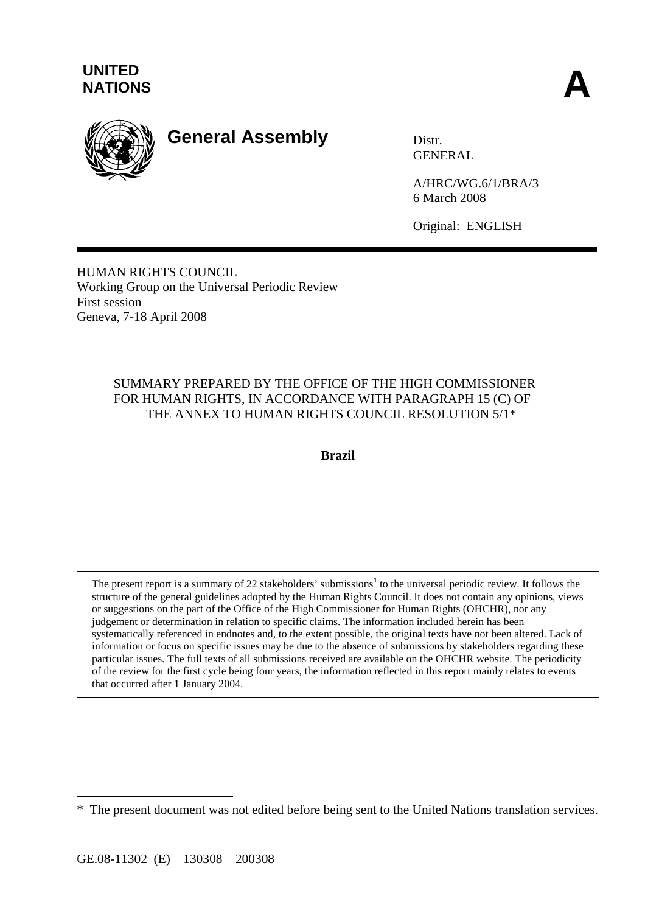# UNITED NATIONS

# A

## General Assembly

Distr.
GENERAL

A/HRC/WG.6/1/BRA/3
6 March 2008

Original: ENGLISH

HUMAN RIGHTS COUNCIL
Working Group on the Universal Periodic Review
First session
Geneva, 7-18 April 2008

SUMMARY PREPARED BY THE OFFICE OF THE HIGH COMMISSIONER FOR HUMAN RIGHTS, IN ACCORDANCE WITH PARAGRAPH 15 (C) OF THE ANNEX TO HUMAN RIGHTS COUNCIL RESOLUTION 5/1*

**Brazil**

> The present report is a summary of 22 stakeholders' submissions[1] to the universal periodic review. It follows the structure of the general guidelines adopted by the Human Rights Council. It does not contain any opinions, views or suggestions on the part of the Office of the High Commissioner for Human Rights (OHCHR), nor any judgement or determination in relation to specific claims. The information included herein has been systematically referenced in endnotes and, to the extent possible, the original texts have not been altered. Lack of information or focus on specific issues may be due to the absence of submissions by stakeholders regarding these particular issues. The full texts of all submissions received are available on the OHCHR website. The periodicity of the review for the first cycle being four years, the information reflected in this report mainly relates to events that occurred after 1 January 2004.

\* The present document was not edited before being sent to the United Nations translation services.

GE.08-11302 (E) 130308 200308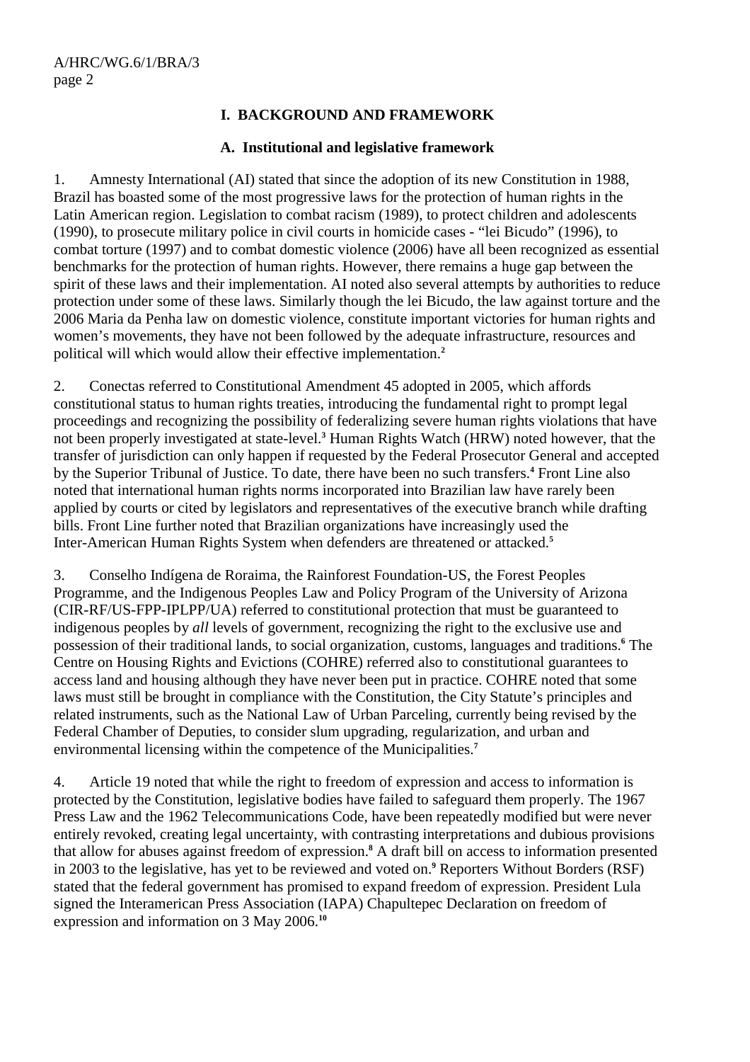## I. BACKGROUND AND FRAMEWORK

### A. Institutional and legislative framework

1. Amnesty International (AI) stated that since the adoption of its new Constitution in 1988, Brazil has boasted some of the most progressive laws for the protection of human rights in the Latin American region. Legislation to combat racism (1989), to protect children and adolescents (1990), to prosecute military police in civil courts in homicide cases - "lei Bicudo" (1996), to combat torture (1997) and to combat domestic violence (2006) have all been recognized as essential benchmarks for the protection of human rights. However, there remains a huge gap between the spirit of these laws and their implementation. AI noted also several attempts by authorities to reduce protection under some of these laws. Similarly though the lei Bicudo, the law against torture and the 2006 Maria da Penha law on domestic violence, constitute important victories for human rights and women's movements, they have not been followed by the adequate infrastructure, resources and political will which would allow their effective implementation.[2]

2. Conectas referred to Constitutional Amendment 45 adopted in 2005, which affords constitutional status to human rights treaties, introducing the fundamental right to prompt legal proceedings and recognizing the possibility of federalizing severe human rights violations that have not been properly investigated at state-level.[3] Human Rights Watch (HRW) noted however, that the transfer of jurisdiction can only happen if requested by the Federal Prosecutor General and accepted by the Superior Tribunal of Justice. To date, there have been no such transfers.[4] Front Line also noted that international human rights norms incorporated into Brazilian law have rarely been applied by courts or cited by legislators and representatives of the executive branch while drafting bills. Front Line further noted that Brazilian organizations have increasingly used the Inter-American Human Rights System when defenders are threatened or attacked.[5]

3. Conselho Indígena de Roraima, the Rainforest Foundation-US, the Forest Peoples Programme, and the Indigenous Peoples Law and Policy Program of the University of Arizona (CIR-RF/US-FPP-IPLPP/UA) referred to constitutional protection that must be guaranteed to indigenous peoples by *all* levels of government, recognizing the right to the exclusive use and possession of their traditional lands, to social organization, customs, languages and traditions.[6] The Centre on Housing Rights and Evictions (COHRE) referred also to constitutional guarantees to access land and housing although they have never been put in practice. COHRE noted that some laws must still be brought in compliance with the Constitution, the City Statute's principles and related instruments, such as the National Law of Urban Parceling, currently being revised by the Federal Chamber of Deputies, to consider slum upgrading, regularization, and urban and environmental licensing within the competence of the Municipalities.[7]

4. Article 19 noted that while the right to freedom of expression and access to information is protected by the Constitution, legislative bodies have failed to safeguard them properly. The 1967 Press Law and the 1962 Telecommunications Code, have been repeatedly modified but were never entirely revoked, creating legal uncertainty, with contrasting interpretations and dubious provisions that allow for abuses against freedom of expression.[8] A draft bill on access to information presented in 2003 to the legislative, has yet to be reviewed and voted on.[9] Reporters Without Borders (RSF) stated that the federal government has promised to expand freedom of expression. President Lula signed the Interamerican Press Association (IAPA) Chapultepec Declaration on freedom of expression and information on 3 May 2006.[10]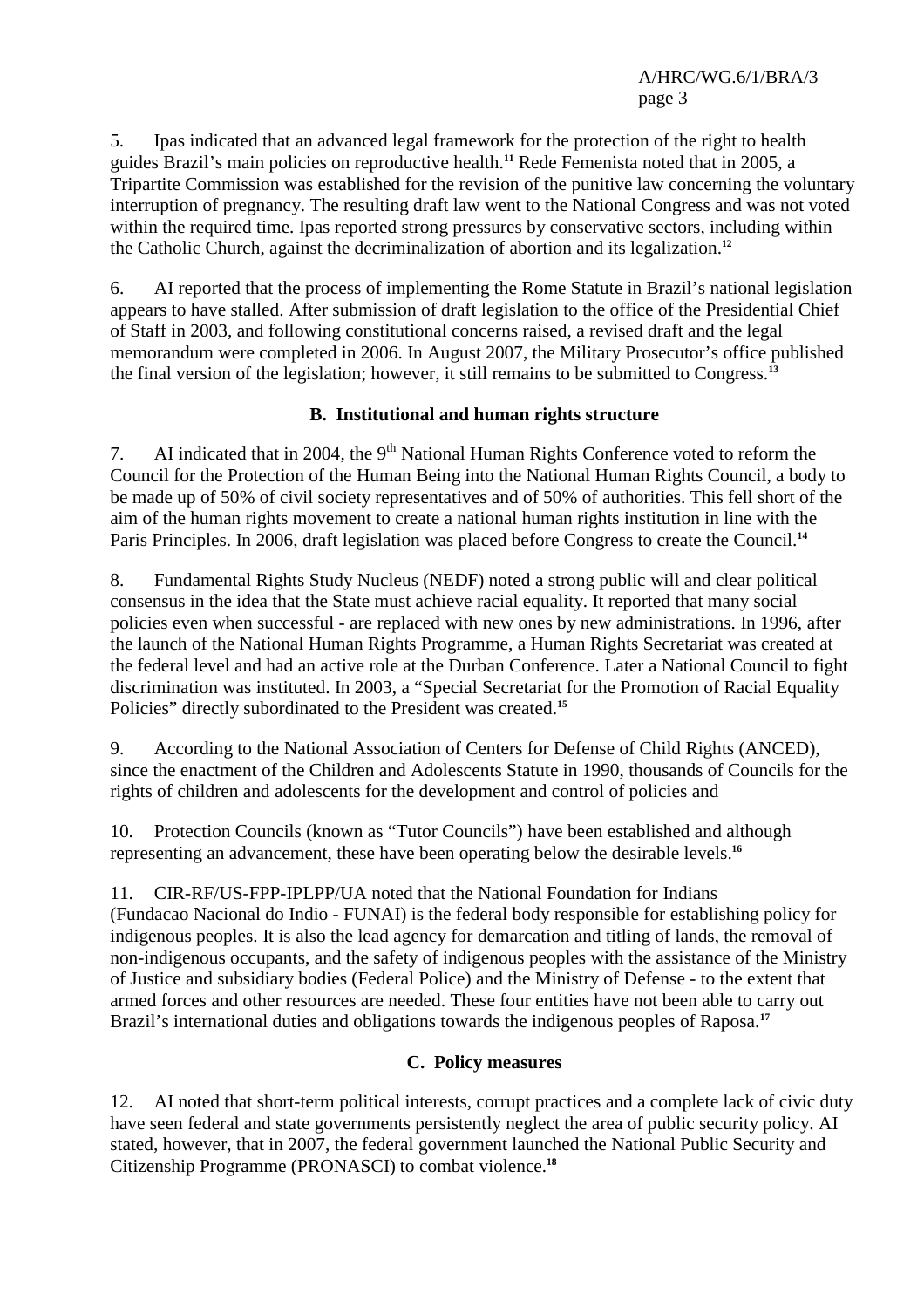5. Ipas indicated that an advanced legal framework for the protection of the right to health guides Brazil's main policies on reproductive health.[11] Rede Femenista noted that in 2005, a Tripartite Commission was established for the revision of the punitive law concerning the voluntary interruption of pregnancy. The resulting draft law went to the National Congress and was not voted within the required time. Ipas reported strong pressures by conservative sectors, including within the Catholic Church, against the decriminalization of abortion and its legalization.[12]

6. AI reported that the process of implementing the Rome Statute in Brazil's national legislation appears to have stalled. After submission of draft legislation to the office of the Presidential Chief of Staff in 2003, and following constitutional concerns raised, a revised draft and the legal memorandum were completed in 2006. In August 2007, the Military Prosecutor's office published the final version of the legislation; however, it still remains to be submitted to Congress.[13]

### B. Institutional and human rights structure

7. AI indicated that in 2004, the 9th National Human Rights Conference voted to reform the Council for the Protection of the Human Being into the National Human Rights Council, a body to be made up of 50% of civil society representatives and of 50% of authorities. This fell short of the aim of the human rights movement to create a national human rights institution in line with the Paris Principles. In 2006, draft legislation was placed before Congress to create the Council.[14]

8. Fundamental Rights Study Nucleus (NEDF) noted a strong public will and clear political consensus in the idea that the State must achieve racial equality. It reported that many social policies even when successful - are replaced with new ones by new administrations. In 1996, after the launch of the National Human Rights Programme, a Human Rights Secretariat was created at the federal level and had an active role at the Durban Conference. Later a National Council to fight discrimination was instituted. In 2003, a "Special Secretariat for the Promotion of Racial Equality Policies" directly subordinated to the President was created.[15]

9. According to the National Association of Centers for Defense of Child Rights (ANCED), since the enactment of the Children and Adolescents Statute in 1990, thousands of Councils for the rights of children and adolescents for the development and control of policies and

10. Protection Councils (known as "Tutor Councils") have been established and although representing an advancement, these have been operating below the desirable levels.[16]

11. CIR-RF/US-FPP-IPLPP/UA noted that the National Foundation for Indians (Fundacao Nacional do Indio - FUNAI) is the federal body responsible for establishing policy for indigenous peoples. It is also the lead agency for demarcation and titling of lands, the removal of non-indigenous occupants, and the safety of indigenous peoples with the assistance of the Ministry of Justice and subsidiary bodies (Federal Police) and the Ministry of Defense - to the extent that armed forces and other resources are needed. These four entities have not been able to carry out Brazil's international duties and obligations towards the indigenous peoples of Raposa.[17]

### C. Policy measures

12. AI noted that short-term political interests, corrupt practices and a complete lack of civic duty have seen federal and state governments persistently neglect the area of public security policy. AI stated, however, that in 2007, the federal government launched the National Public Security and Citizenship Programme (PRONASCI) to combat violence.[18]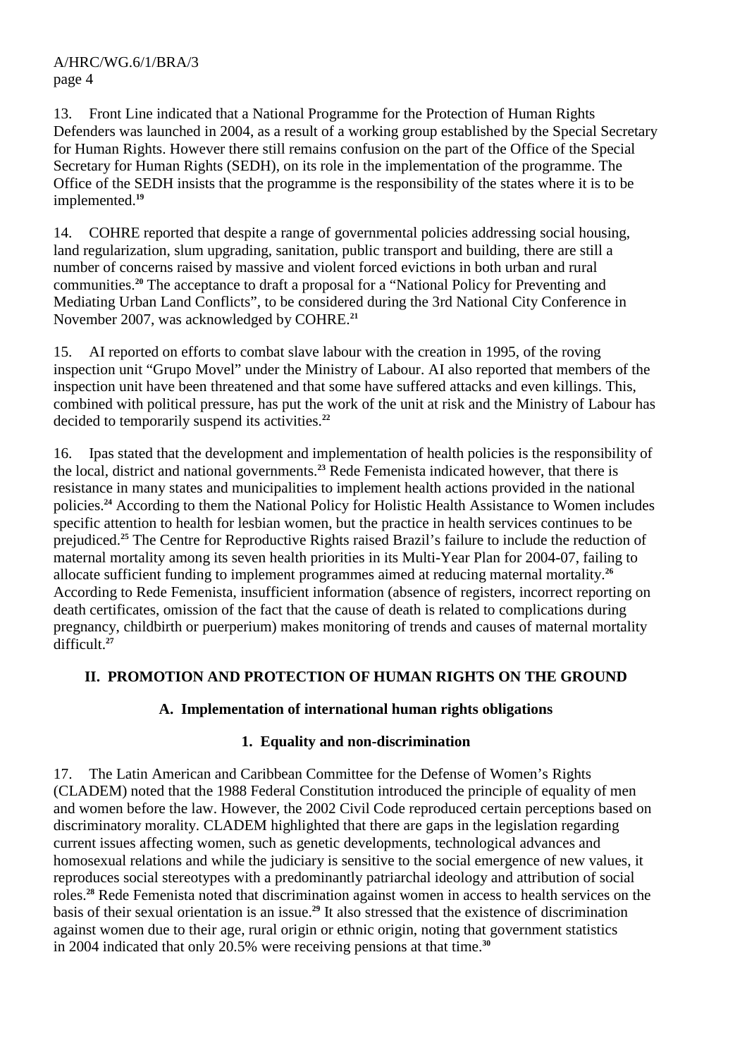13. Front Line indicated that a National Programme for the Protection of Human Rights Defenders was launched in 2004, as a result of a working group established by the Special Secretary for Human Rights. However there still remains confusion on the part of the Office of the Special Secretary for Human Rights (SEDH), on its role in the implementation of the programme. The Office of the SEDH insists that the programme is the responsibility of the states where it is to be implemented.[19]

14. COHRE reported that despite a range of governmental policies addressing social housing, land regularization, slum upgrading, sanitation, public transport and building, there are still a number of concerns raised by massive and violent forced evictions in both urban and rural communities.[20] The acceptance to draft a proposal for a "National Policy for Preventing and Mediating Urban Land Conflicts", to be considered during the 3rd National City Conference in November 2007, was acknowledged by COHRE.[21]

15. AI reported on efforts to combat slave labour with the creation in 1995, of the roving inspection unit "Grupo Movel" under the Ministry of Labour. AI also reported that members of the inspection unit have been threatened and that some have suffered attacks and even killings. This, combined with political pressure, has put the work of the unit at risk and the Ministry of Labour has decided to temporarily suspend its activities.[22]

16. Ipas stated that the development and implementation of health policies is the responsibility of the local, district and national governments.[23] Rede Femenista indicated however, that there is resistance in many states and municipalities to implement health actions provided in the national policies.[24] According to them the National Policy for Holistic Health Assistance to Women includes specific attention to health for lesbian women, but the practice in health services continues to be prejudiced.[25] The Centre for Reproductive Rights raised Brazil's failure to include the reduction of maternal mortality among its seven health priorities in its Multi-Year Plan for 2004-07, failing to allocate sufficient funding to implement programmes aimed at reducing maternal mortality.[26] According to Rede Femenista, insufficient information (absence of registers, incorrect reporting on death certificates, omission of the fact that the cause of death is related to complications during pregnancy, childbirth or puerperium) makes monitoring of trends and causes of maternal mortality difficult.[27]

## II. PROMOTION AND PROTECTION OF HUMAN RIGHTS ON THE GROUND

### A. Implementation of international human rights obligations

#### 1. Equality and non-discrimination

17. The Latin American and Caribbean Committee for the Defense of Women's Rights (CLADEM) noted that the 1988 Federal Constitution introduced the principle of equality of men and women before the law. However, the 2002 Civil Code reproduced certain perceptions based on discriminatory morality. CLADEM highlighted that there are gaps in the legislation regarding current issues affecting women, such as genetic developments, technological advances and homosexual relations and while the judiciary is sensitive to the social emergence of new values, it reproduces social stereotypes with a predominantly patriarchal ideology and attribution of social roles.[28] Rede Femenista noted that discrimination against women in access to health services on the basis of their sexual orientation is an issue.[29] It also stressed that the existence of discrimination against women due to their age, rural origin or ethnic origin, noting that government statistics in 2004 indicated that only 20.5% were receiving pensions at that time.[30]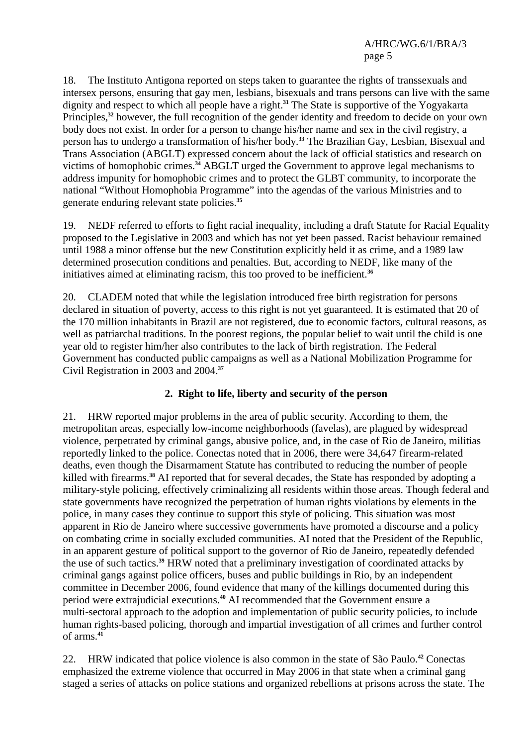18. The Instituto Antigona reported on steps taken to guarantee the rights of transsexuals and intersex persons, ensuring that gay men, lesbians, bisexuals and trans persons can live with the same dignity and respect to which all people have a right.[31] The State is supportive of the Yogyakarta Principles,[32] however, the full recognition of the gender identity and freedom to decide on your own body does not exist. In order for a person to change his/her name and sex in the civil registry, a person has to undergo a transformation of his/her body.[33] The Brazilian Gay, Lesbian, Bisexual and Trans Association (ABGLT) expressed concern about the lack of official statistics and research on victims of homophobic crimes.[34] ABGLT urged the Government to approve legal mechanisms to address impunity for homophobic crimes and to protect the GLBT community, to incorporate the national "Without Homophobia Programme" into the agendas of the various Ministries and to generate enduring relevant state policies.[35]

19. NEDF referred to efforts to fight racial inequality, including a draft Statute for Racial Equality proposed to the Legislative in 2003 and which has not yet been passed. Racist behaviour remained until 1988 a minor offense but the new Constitution explicitly held it as crime, and a 1989 law determined prosecution conditions and penalties. But, according to NEDF, like many of the initiatives aimed at eliminating racism, this too proved to be inefficient.[36]

20. CLADEM noted that while the legislation introduced free birth registration for persons declared in situation of poverty, access to this right is not yet guaranteed. It is estimated that 20 of the 170 million inhabitants in Brazil are not registered, due to economic factors, cultural reasons, as well as patriarchal traditions. In the poorest regions, the popular belief to wait until the child is one year old to register him/her also contributes to the lack of birth registration. The Federal Government has conducted public campaigns as well as a National Mobilization Programme for Civil Registration in 2003 and 2004.[37]

### 2. Right to life, liberty and security of the person

21. HRW reported major problems in the area of public security. According to them, the metropolitan areas, especially low-income neighborhoods (favelas), are plagued by widespread violence, perpetrated by criminal gangs, abusive police, and, in the case of Rio de Janeiro, militias reportedly linked to the police. Conectas noted that in 2006, there were 34,647 firearm-related deaths, even though the Disarmament Statute has contributed to reducing the number of people killed with firearms.[38] AI reported that for several decades, the State has responded by adopting a military-style policing, effectively criminalizing all residents within those areas. Though federal and state governments have recognized the perpetration of human rights violations by elements in the police, in many cases they continue to support this style of policing. This situation was most apparent in Rio de Janeiro where successive governments have promoted a discourse and a policy on combating crime in socially excluded communities. AI noted that the President of the Republic, in an apparent gesture of political support to the governor of Rio de Janeiro, repeatedly defended the use of such tactics.[39] HRW noted that a preliminary investigation of coordinated attacks by criminal gangs against police officers, buses and public buildings in Rio, by an independent committee in December 2006, found evidence that many of the killings documented during this period were extrajudicial executions.[40] AI recommended that the Government ensure a multi-sectoral approach to the adoption and implementation of public security policies, to include human rights-based policing, thorough and impartial investigation of all crimes and further control of arms.[41]

22. HRW indicated that police violence is also common in the state of São Paulo.[42] Conectas emphasized the extreme violence that occurred in May 2006 in that state when a criminal gang staged a series of attacks on police stations and organized rebellions at prisons across the state. The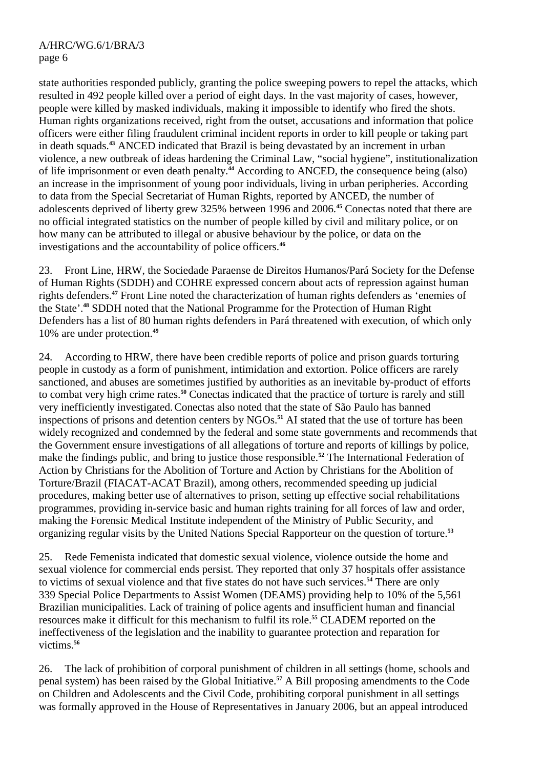state authorities responded publicly, granting the police sweeping powers to repel the attacks, which resulted in 492 people killed over a period of eight days. In the vast majority of cases, however, people were killed by masked individuals, making it impossible to identify who fired the shots. Human rights organizations received, right from the outset, accusations and information that police officers were either filing fraudulent criminal incident reports in order to kill people or taking part in death squads.[43] ANCED indicated that Brazil is being devastated by an increment in urban violence, a new outbreak of ideas hardening the Criminal Law, "social hygiene", institutionalization of life imprisonment or even death penalty.[44] According to ANCED, the consequence being (also) an increase in the imprisonment of young poor individuals, living in urban peripheries. According to data from the Special Secretariat of Human Rights, reported by ANCED, the number of adolescents deprived of liberty grew 325% between 1996 and 2006.[45] Conectas noted that there are no official integrated statistics on the number of people killed by civil and military police, or on how many can be attributed to illegal or abusive behaviour by the police, or data on the investigations and the accountability of police officers.[46]

23. Front Line, HRW, the Sociedade Paraense de Direitos Humanos/Pará Society for the Defense of Human Rights (SDDH) and COHRE expressed concern about acts of repression against human rights defenders.[47] Front Line noted the characterization of human rights defenders as 'enemies of the State'.[48] SDDH noted that the National Programme for the Protection of Human Right Defenders has a list of 80 human rights defenders in Pará threatened with execution, of which only 10% are under protection.[49]

24. According to HRW, there have been credible reports of police and prison guards torturing people in custody as a form of punishment, intimidation and extortion. Police officers are rarely sanctioned, and abuses are sometimes justified by authorities as an inevitable by-product of efforts to combat very high crime rates.[50] Conectas indicated that the practice of torture is rarely and still very inefficiently investigated. Conectas also noted that the state of São Paulo has banned inspections of prisons and detention centers by NGOs.[51] AI stated that the use of torture has been widely recognized and condemned by the federal and some state governments and recommends that the Government ensure investigations of all allegations of torture and reports of killings by police, make the findings public, and bring to justice those responsible.[52] The International Federation of Action by Christians for the Abolition of Torture and Action by Christians for the Abolition of Torture/Brazil (FIACAT-ACAT Brazil), among others, recommended speeding up judicial procedures, making better use of alternatives to prison, setting up effective social rehabilitations programmes, providing in-service basic and human rights training for all forces of law and order, making the Forensic Medical Institute independent of the Ministry of Public Security, and organizing regular visits by the United Nations Special Rapporteur on the question of torture.[53]

25. Rede Femenista indicated that domestic sexual violence, violence outside the home and sexual violence for commercial ends persist. They reported that only 37 hospitals offer assistance to victims of sexual violence and that five states do not have such services.[54] There are only 339 Special Police Departments to Assist Women (DEAMS) providing help to 10% of the 5,561 Brazilian municipalities. Lack of training of police agents and insufficient human and financial resources make it difficult for this mechanism to fulfil its role.[55] CLADEM reported on the ineffectiveness of the legislation and the inability to guarantee protection and reparation for victims.[56]

26. The lack of prohibition of corporal punishment of children in all settings (home, schools and penal system) has been raised by the Global Initiative.[57] A Bill proposing amendments to the Code on Children and Adolescents and the Civil Code, prohibiting corporal punishment in all settings was formally approved in the House of Representatives in January 2006, but an appeal introduced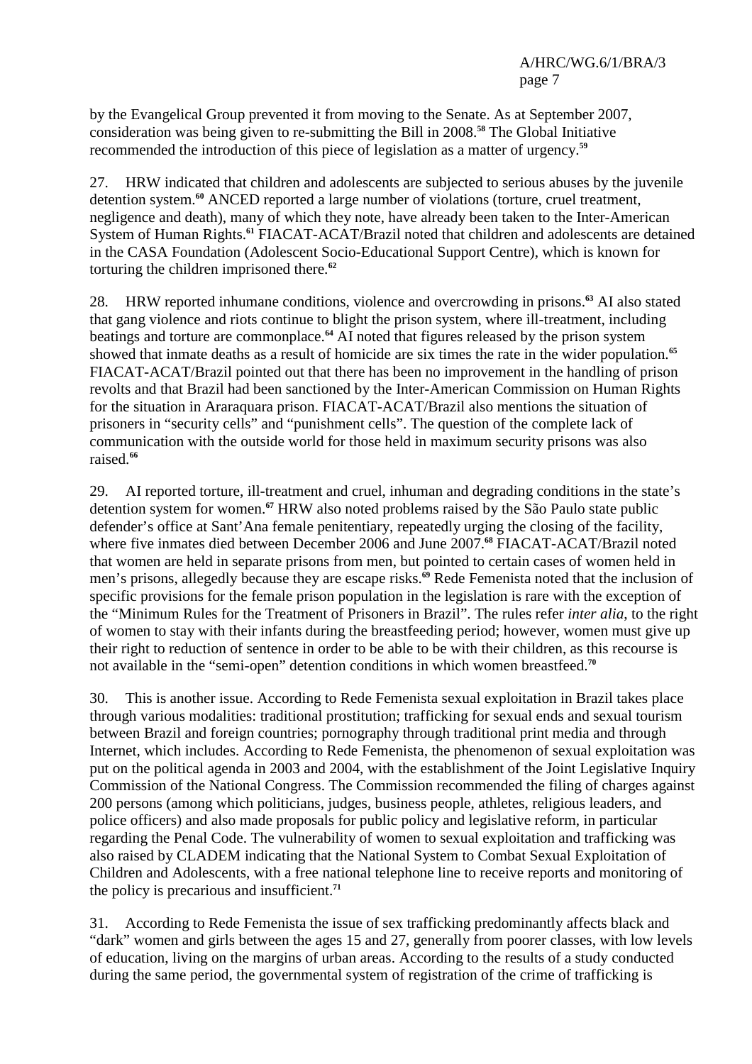by the Evangelical Group prevented it from moving to the Senate. As at September 2007, consideration was being given to re-submitting the Bill in 2008.[58] The Global Initiative recommended the introduction of this piece of legislation as a matter of urgency.[59]

27. HRW indicated that children and adolescents are subjected to serious abuses by the juvenile detention system.[60] ANCED reported a large number of violations (torture, cruel treatment, negligence and death), many of which they note, have already been taken to the Inter-American System of Human Rights.[61] FIACAT-ACAT/Brazil noted that children and adolescents are detained in the CASA Foundation (Adolescent Socio-Educational Support Centre), which is known for torturing the children imprisoned there.[62]

28. HRW reported inhumane conditions, violence and overcrowding in prisons.[63] AI also stated that gang violence and riots continue to blight the prison system, where ill-treatment, including beatings and torture are commonplace.[64] AI noted that figures released by the prison system showed that inmate deaths as a result of homicide are six times the rate in the wider population.[65] FIACAT-ACAT/Brazil pointed out that there has been no improvement in the handling of prison revolts and that Brazil had been sanctioned by the Inter-American Commission on Human Rights for the situation in Araraquara prison. FIACAT-ACAT/Brazil also mentions the situation of prisoners in "security cells" and "punishment cells". The question of the complete lack of communication with the outside world for those held in maximum security prisons was also raised.[66]

29. AI reported torture, ill-treatment and cruel, inhuman and degrading conditions in the state's detention system for women.[67] HRW also noted problems raised by the São Paulo state public defender's office at Sant'Ana female penitentiary, repeatedly urging the closing of the facility, where five inmates died between December 2006 and June 2007.[68] FIACAT-ACAT/Brazil noted that women are held in separate prisons from men, but pointed to certain cases of women held in men's prisons, allegedly because they are escape risks.[69] Rede Femenista noted that the inclusion of specific provisions for the female prison population in the legislation is rare with the exception of the "Minimum Rules for the Treatment of Prisoners in Brazil". The rules refer *inter alia*, to the right of women to stay with their infants during the breastfeeding period; however, women must give up their right to reduction of sentence in order to be able to be with their children, as this recourse is not available in the "semi-open" detention conditions in which women breastfeed.[70]

30. This is another issue. According to Rede Femenista sexual exploitation in Brazil takes place through various modalities: traditional prostitution; trafficking for sexual ends and sexual tourism between Brazil and foreign countries; pornography through traditional print media and through Internet, which includes. According to Rede Femenista, the phenomenon of sexual exploitation was put on the political agenda in 2003 and 2004, with the establishment of the Joint Legislative Inquiry Commission of the National Congress. The Commission recommended the filing of charges against 200 persons (among which politicians, judges, business people, athletes, religious leaders, and police officers) and also made proposals for public policy and legislative reform, in particular regarding the Penal Code. The vulnerability of women to sexual exploitation and trafficking was also raised by CLADEM indicating that the National System to Combat Sexual Exploitation of Children and Adolescents, with a free national telephone line to receive reports and monitoring of the policy is precarious and insufficient.[71]

31. According to Rede Femenista the issue of sex trafficking predominantly affects black and "dark" women and girls between the ages 15 and 27, generally from poorer classes, with low levels of education, living on the margins of urban areas. According to the results of a study conducted during the same period, the governmental system of registration of the crime of trafficking is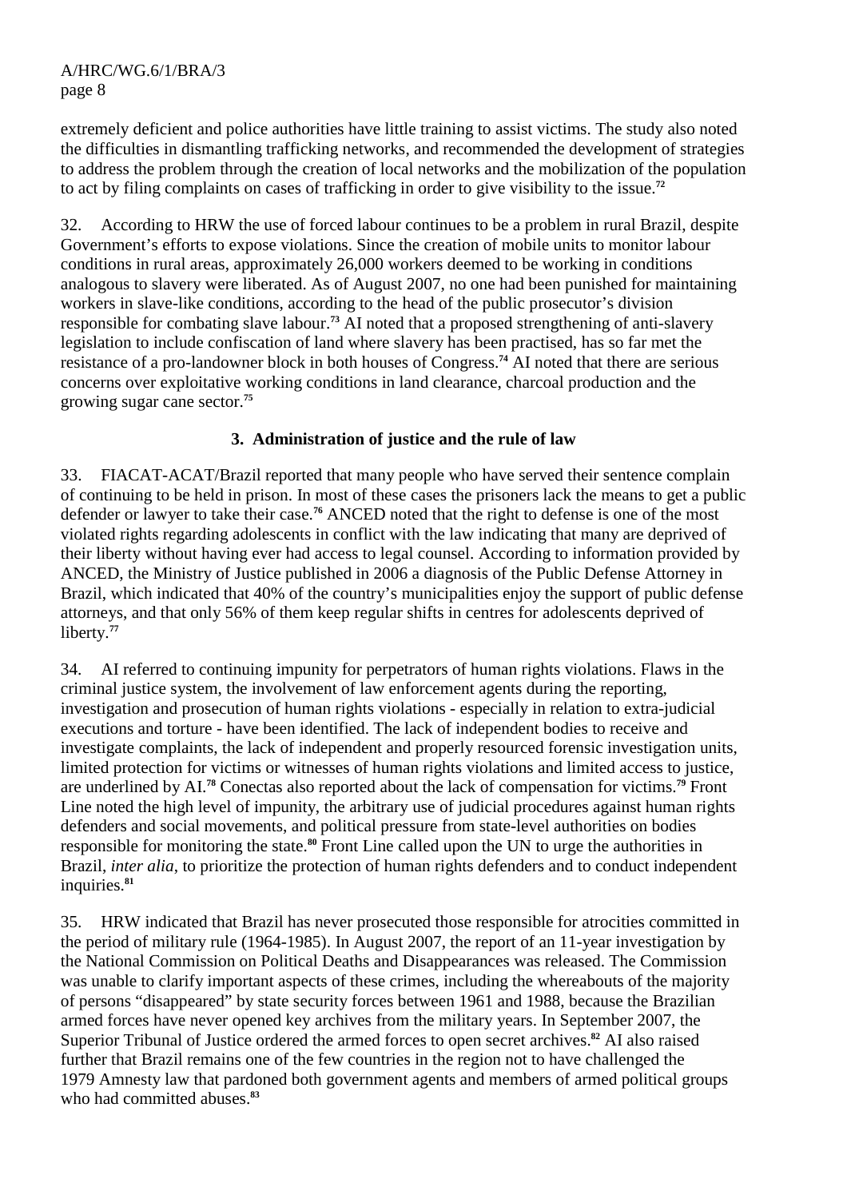extremely deficient and police authorities have little training to assist victims. The study also noted the difficulties in dismantling trafficking networks, and recommended the development of strategies to address the problem through the creation of local networks and the mobilization of the population to act by filing complaints on cases of trafficking in order to give visibility to the issue.[72]

32. According to HRW the use of forced labour continues to be a problem in rural Brazil, despite Government's efforts to expose violations. Since the creation of mobile units to monitor labour conditions in rural areas, approximately 26,000 workers deemed to be working in conditions analogous to slavery were liberated. As of August 2007, no one had been punished for maintaining workers in slave-like conditions, according to the head of the public prosecutor's division responsible for combating slave labour.[73] AI noted that a proposed strengthening of anti-slavery legislation to include confiscation of land where slavery has been practised, has so far met the resistance of a pro-landowner block in both houses of Congress.[74] AI noted that there are serious concerns over exploitative working conditions in land clearance, charcoal production and the growing sugar cane sector.[75]

### 3. Administration of justice and the rule of law

33. FIACAT-ACAT/Brazil reported that many people who have served their sentence complain of continuing to be held in prison. In most of these cases the prisoners lack the means to get a public defender or lawyer to take their case.[76] ANCED noted that the right to defense is one of the most violated rights regarding adolescents in conflict with the law indicating that many are deprived of their liberty without having ever had access to legal counsel. According to information provided by ANCED, the Ministry of Justice published in 2006 a diagnosis of the Public Defense Attorney in Brazil, which indicated that 40% of the country's municipalities enjoy the support of public defense attorneys, and that only 56% of them keep regular shifts in centres for adolescents deprived of liberty.[77]

34. AI referred to continuing impunity for perpetrators of human rights violations. Flaws in the criminal justice system, the involvement of law enforcement agents during the reporting, investigation and prosecution of human rights violations - especially in relation to extra-judicial executions and torture - have been identified. The lack of independent bodies to receive and investigate complaints, the lack of independent and properly resourced forensic investigation units, limited protection for victims or witnesses of human rights violations and limited access to justice, are underlined by AI.[78] Conectas also reported about the lack of compensation for victims.[79] Front Line noted the high level of impunity, the arbitrary use of judicial procedures against human rights defenders and social movements, and political pressure from state-level authorities on bodies responsible for monitoring the state.[80] Front Line called upon the UN to urge the authorities in Brazil, *inter alia*, to prioritize the protection of human rights defenders and to conduct independent inquiries.[81]

35. HRW indicated that Brazil has never prosecuted those responsible for atrocities committed in the period of military rule (1964-1985). In August 2007, the report of an 11-year investigation by the National Commission on Political Deaths and Disappearances was released. The Commission was unable to clarify important aspects of these crimes, including the whereabouts of the majority of persons "disappeared" by state security forces between 1961 and 1988, because the Brazilian armed forces have never opened key archives from the military years. In September 2007, the Superior Tribunal of Justice ordered the armed forces to open secret archives.[82] AI also raised further that Brazil remains one of the few countries in the region not to have challenged the 1979 Amnesty law that pardoned both government agents and members of armed political groups who had committed abuses.[83]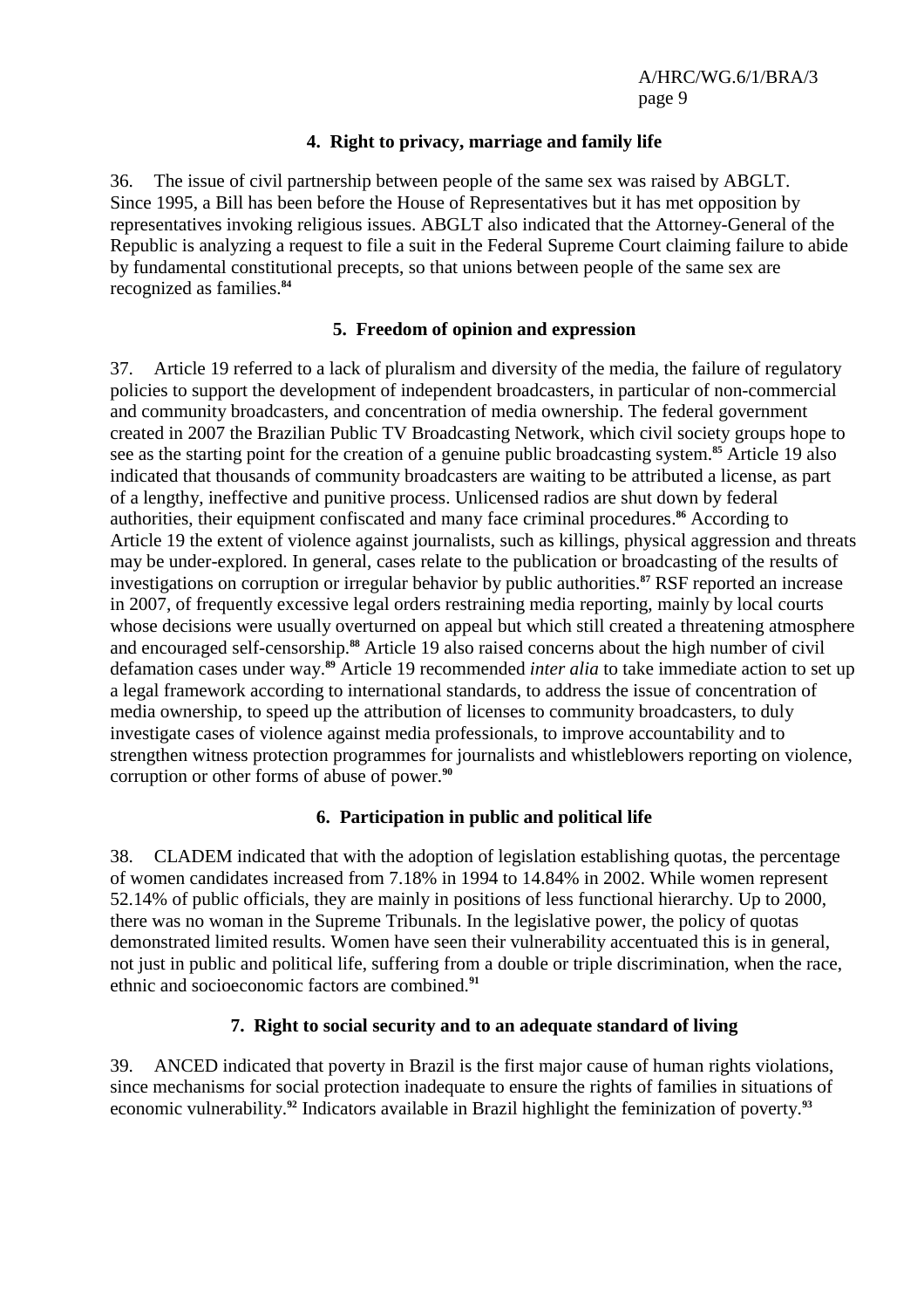### 4. Right to privacy, marriage and family life

36. The issue of civil partnership between people of the same sex was raised by ABGLT. Since 1995, a Bill has been before the House of Representatives but it has met opposition by representatives invoking religious issues. ABGLT also indicated that the Attorney-General of the Republic is analyzing a request to file a suit in the Federal Supreme Court claiming failure to abide by fundamental constitutional precepts, so that unions between people of the same sex are recognized as families.[84]

### 5. Freedom of opinion and expression

37. Article 19 referred to a lack of pluralism and diversity of the media, the failure of regulatory policies to support the development of independent broadcasters, in particular of non-commercial and community broadcasters, and concentration of media ownership. The federal government created in 2007 the Brazilian Public TV Broadcasting Network, which civil society groups hope to see as the starting point for the creation of a genuine public broadcasting system.[85] Article 19 also indicated that thousands of community broadcasters are waiting to be attributed a license, as part of a lengthy, ineffective and punitive process. Unlicensed radios are shut down by federal authorities, their equipment confiscated and many face criminal procedures.[86] According to Article 19 the extent of violence against journalists, such as killings, physical aggression and threats may be under-explored. In general, cases relate to the publication or broadcasting of the results of investigations on corruption or irregular behavior by public authorities.[87] RSF reported an increase in 2007, of frequently excessive legal orders restraining media reporting, mainly by local courts whose decisions were usually overturned on appeal but which still created a threatening atmosphere and encouraged self-censorship.[88] Article 19 also raised concerns about the high number of civil defamation cases under way.[89] Article 19 recommended *inter alia* to take immediate action to set up a legal framework according to international standards, to address the issue of concentration of media ownership, to speed up the attribution of licenses to community broadcasters, to duly investigate cases of violence against media professionals, to improve accountability and to strengthen witness protection programmes for journalists and whistleblowers reporting on violence, corruption or other forms of abuse of power.[90]

### 6. Participation in public and political life

38. CLADEM indicated that with the adoption of legislation establishing quotas, the percentage of women candidates increased from 7.18% in 1994 to 14.84% in 2002. While women represent 52.14% of public officials, they are mainly in positions of less functional hierarchy. Up to 2000, there was no woman in the Supreme Tribunals. In the legislative power, the policy of quotas demonstrated limited results. Women have seen their vulnerability accentuated this is in general, not just in public and political life, suffering from a double or triple discrimination, when the race, ethnic and socioeconomic factors are combined.[91]

### 7. Right to social security and to an adequate standard of living

39. ANCED indicated that poverty in Brazil is the first major cause of human rights violations, since mechanisms for social protection inadequate to ensure the rights of families in situations of economic vulnerability.[92] Indicators available in Brazil highlight the feminization of poverty.[93]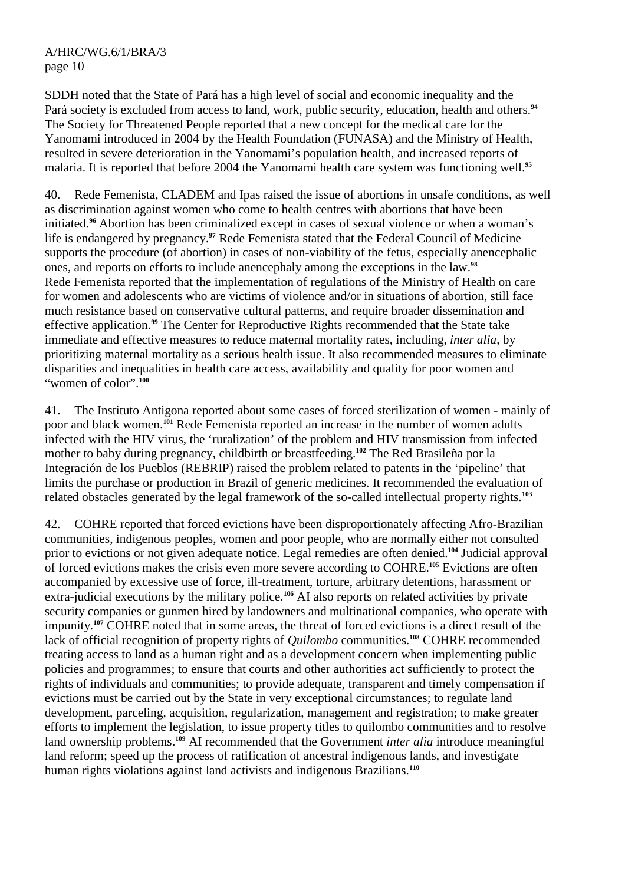SDDH noted that the State of Pará has a high level of social and economic inequality and the Pará society is excluded from access to land, work, public security, education, health and others.[94] The Society for Threatened People reported that a new concept for the medical care for the Yanomami introduced in 2004 by the Health Foundation (FUNASA) and the Ministry of Health, resulted in severe deterioration in the Yanomami's population health, and increased reports of malaria. It is reported that before 2004 the Yanomami health care system was functioning well.[95]

40. Rede Femenista, CLADEM and Ipas raised the issue of abortions in unsafe conditions, as well as discrimination against women who come to health centres with abortions that have been initiated.[96] Abortion has been criminalized except in cases of sexual violence or when a woman's life is endangered by pregnancy.[97] Rede Femenista stated that the Federal Council of Medicine supports the procedure (of abortion) in cases of non-viability of the fetus, especially anencephalic ones, and reports on efforts to include anencephaly among the exceptions in the law.[98] Rede Femenista reported that the implementation of regulations of the Ministry of Health on care for women and adolescents who are victims of violence and/or in situations of abortion, still face much resistance based on conservative cultural patterns, and require broader dissemination and effective application.[99] The Center for Reproductive Rights recommended that the State take immediate and effective measures to reduce maternal mortality rates, including, *inter alia*, by prioritizing maternal mortality as a serious health issue. It also recommended measures to eliminate disparities and inequalities in health care access, availability and quality for poor women and "women of color".[100]

41. The Instituto Antigona reported about some cases of forced sterilization of women - mainly of poor and black women.[101] Rede Femenista reported an increase in the number of women adults infected with the HIV virus, the 'ruralization' of the problem and HIV transmission from infected mother to baby during pregnancy, childbirth or breastfeeding.[102] The Red Brasileña por la Integración de los Pueblos (REBRIP) raised the problem related to patents in the 'pipeline' that limits the purchase or production in Brazil of generic medicines. It recommended the evaluation of related obstacles generated by the legal framework of the so-called intellectual property rights.[103]

42. COHRE reported that forced evictions have been disproportionately affecting Afro-Brazilian communities, indigenous peoples, women and poor people, who are normally either not consulted prior to evictions or not given adequate notice. Legal remedies are often denied.[104] Judicial approval of forced evictions makes the crisis even more severe according to COHRE.[105] Evictions are often accompanied by excessive use of force, ill-treatment, torture, arbitrary detentions, harassment or extra-judicial executions by the military police.[106] AI also reports on related activities by private security companies or gunmen hired by landowners and multinational companies, who operate with impunity.[107] COHRE noted that in some areas, the threat of forced evictions is a direct result of the lack of official recognition of property rights of *Quilombo* communities.[108] COHRE recommended treating access to land as a human right and as a development concern when implementing public policies and programmes; to ensure that courts and other authorities act sufficiently to protect the rights of individuals and communities; to provide adequate, transparent and timely compensation if evictions must be carried out by the State in very exceptional circumstances; to regulate land development, parceling, acquisition, regularization, management and registration; to make greater efforts to implement the legislation, to issue property titles to quilombo communities and to resolve land ownership problems.[109] AI recommended that the Government *inter alia* introduce meaningful land reform; speed up the process of ratification of ancestral indigenous lands, and investigate human rights violations against land activists and indigenous Brazilians.[110]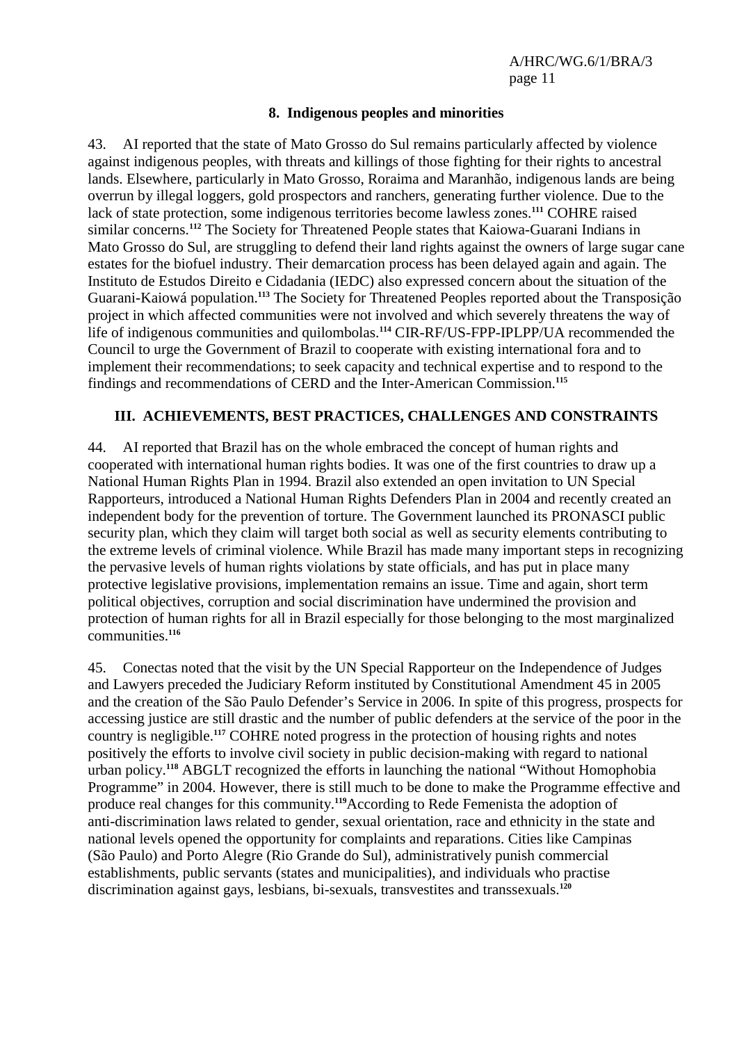### 8. Indigenous peoples and minorities

43. AI reported that the state of Mato Grosso do Sul remains particularly affected by violence against indigenous peoples, with threats and killings of those fighting for their rights to ancestral lands. Elsewhere, particularly in Mato Grosso, Roraima and Maranhão, indigenous lands are being overrun by illegal loggers, gold prospectors and ranchers, generating further violence. Due to the lack of state protection, some indigenous territories become lawless zones.[111] COHRE raised similar concerns.[112] The Society for Threatened People states that Kaiowa-Guarani Indians in Mato Grosso do Sul, are struggling to defend their land rights against the owners of large sugar cane estates for the biofuel industry. Their demarcation process has been delayed again and again. The Instituto de Estudos Direito e Cidadania (IEDC) also expressed concern about the situation of the Guarani-Kaiowá population.[113] The Society for Threatened Peoples reported about the Transposição project in which affected communities were not involved and which severely threatens the way of life of indigenous communities and quilombolas.[114] CIR-RF/US-FPP-IPLPP/UA recommended the Council to urge the Government of Brazil to cooperate with existing international fora and to implement their recommendations; to seek capacity and technical expertise and to respond to the findings and recommendations of CERD and the Inter-American Commission.[115]

## III. ACHIEVEMENTS, BEST PRACTICES, CHALLENGES AND CONSTRAINTS

44. AI reported that Brazil has on the whole embraced the concept of human rights and cooperated with international human rights bodies. It was one of the first countries to draw up a National Human Rights Plan in 1994. Brazil also extended an open invitation to UN Special Rapporteurs, introduced a National Human Rights Defenders Plan in 2004 and recently created an independent body for the prevention of torture. The Government launched its PRONASCI public security plan, which they claim will target both social as well as security elements contributing to the extreme levels of criminal violence. While Brazil has made many important steps in recognizing the pervasive levels of human rights violations by state officials, and has put in place many protective legislative provisions, implementation remains an issue. Time and again, short term political objectives, corruption and social discrimination have undermined the provision and protection of human rights for all in Brazil especially for those belonging to the most marginalized communities.[116]

45. Conectas noted that the visit by the UN Special Rapporteur on the Independence of Judges and Lawyers preceded the Judiciary Reform instituted by Constitutional Amendment 45 in 2005 and the creation of the São Paulo Defender's Service in 2006. In spite of this progress, prospects for accessing justice are still drastic and the number of public defenders at the service of the poor in the country is negligible.[117] COHRE noted progress in the protection of housing rights and notes positively the efforts to involve civil society in public decision-making with regard to national urban policy.[118] ABGLT recognized the efforts in launching the national "Without Homophobia Programme" in 2004. However, there is still much to be done to make the Programme effective and produce real changes for this community.[119]According to Rede Femenista the adoption of anti-discrimination laws related to gender, sexual orientation, race and ethnicity in the state and national levels opened the opportunity for complaints and reparations. Cities like Campinas (São Paulo) and Porto Alegre (Rio Grande do Sul), administratively punish commercial establishments, public servants (states and municipalities), and individuals who practise discrimination against gays, lesbians, bi-sexuals, transvestites and transsexuals.[120]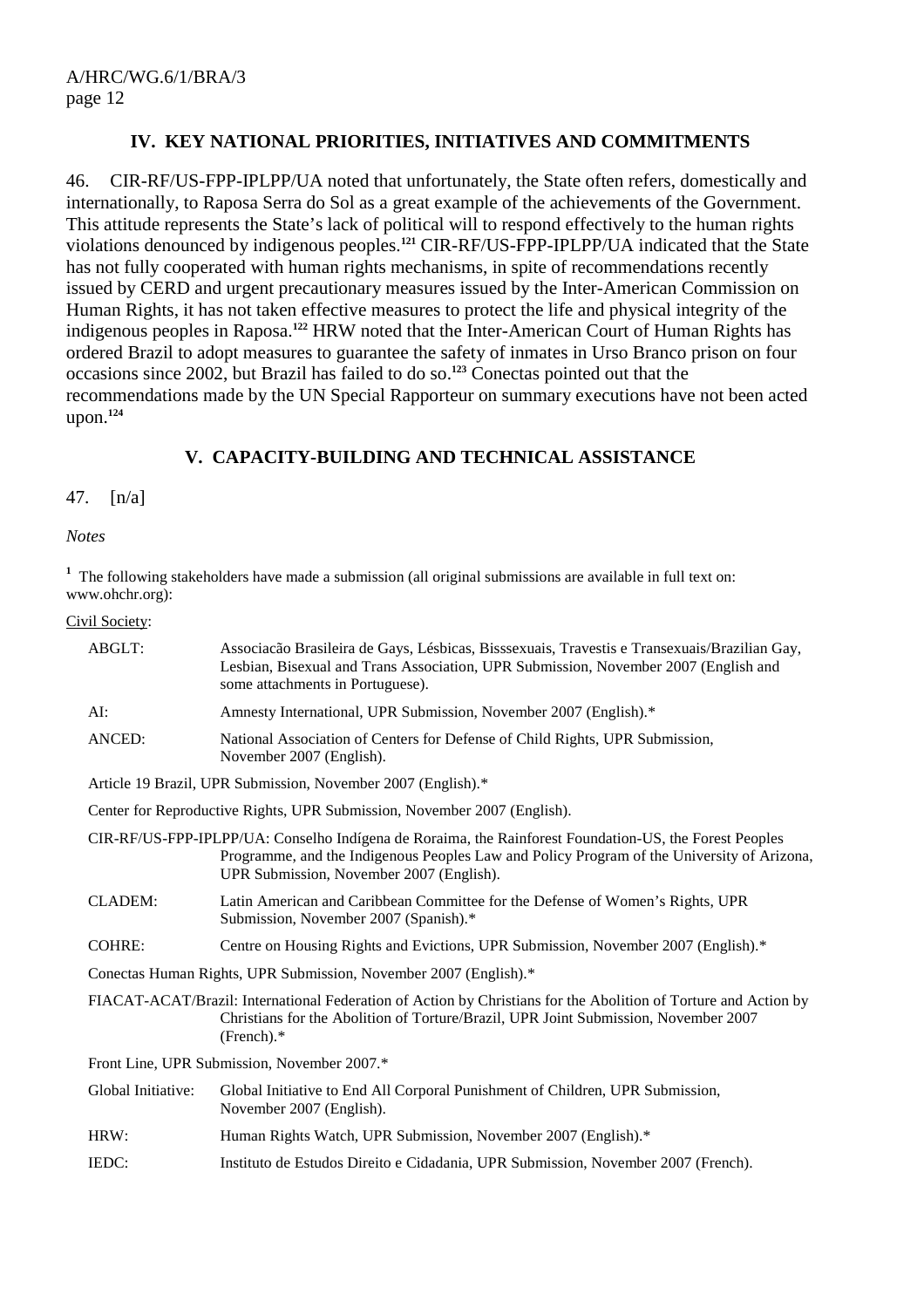## IV. KEY NATIONAL PRIORITIES, INITIATIVES AND COMMITMENTS

46. CIR-RF/US-FPP-IPLPP/UA noted that unfortunately, the State often refers, domestically and internationally, to Raposa Serra do Sol as a great example of the achievements of the Government. This attitude represents the State's lack of political will to respond effectively to the human rights violations denounced by indigenous peoples.[121] CIR-RF/US-FPP-IPLPP/UA indicated that the State has not fully cooperated with human rights mechanisms, in spite of recommendations recently issued by CERD and urgent precautionary measures issued by the Inter-American Commission on Human Rights, it has not taken effective measures to protect the life and physical integrity of the indigenous peoples in Raposa.[122] HRW noted that the Inter-American Court of Human Rights has ordered Brazil to adopt measures to guarantee the safety of inmates in Urso Branco prison on four occasions since 2002, but Brazil has failed to do so.[123] Conectas pointed out that the recommendations made by the UN Special Rapporteur on summary executions have not been acted upon.[124]

## V. CAPACITY-BUILDING AND TECHNICAL ASSISTANCE

47. [n/a]

*Notes*

[1] The following stakeholders have made a submission (all original submissions are available in full text on: www.ohchr.org):

Civil Society:

ABGLT: Associacão Brasileira de Gays, Lésbicas, Bisssexuais, Travestis e Transexuais/Brazilian Gay, Lesbian, Bisexual and Trans Association, UPR Submission, November 2007 (English and some attachments in Portuguese).

AI: Amnesty International, UPR Submission, November 2007 (English).*

ANCED: National Association of Centers for Defense of Child Rights, UPR Submission, November 2007 (English).

Article 19 Brazil, UPR Submission, November 2007 (English).*

Center for Reproductive Rights, UPR Submission, November 2007 (English).

CIR-RF/US-FPP-IPLPP/UA: Conselho Indígena de Roraima, the Rainforest Foundation-US, the Forest Peoples Programme, and the Indigenous Peoples Law and Policy Program of the University of Arizona, UPR Submission, November 2007 (English).

CLADEM: Latin American and Caribbean Committee for the Defense of Women's Rights, UPR Submission, November 2007 (Spanish).*

COHRE: Centre on Housing Rights and Evictions, UPR Submission, November 2007 (English).*

Conectas Human Rights, UPR Submission, November 2007 (English).*

FIACAT-ACAT/Brazil: International Federation of Action by Christians for the Abolition of Torture and Action by Christians for the Abolition of Torture/Brazil, UPR Joint Submission, November 2007 (French).*

Front Line, UPR Submission, November 2007.*

Global Initiative: Global Initiative to End All Corporal Punishment of Children, UPR Submission, November 2007 (English).

HRW: Human Rights Watch, UPR Submission, November 2007 (English).*

IEDC: Instituto de Estudos Direito e Cidadania, UPR Submission, November 2007 (French).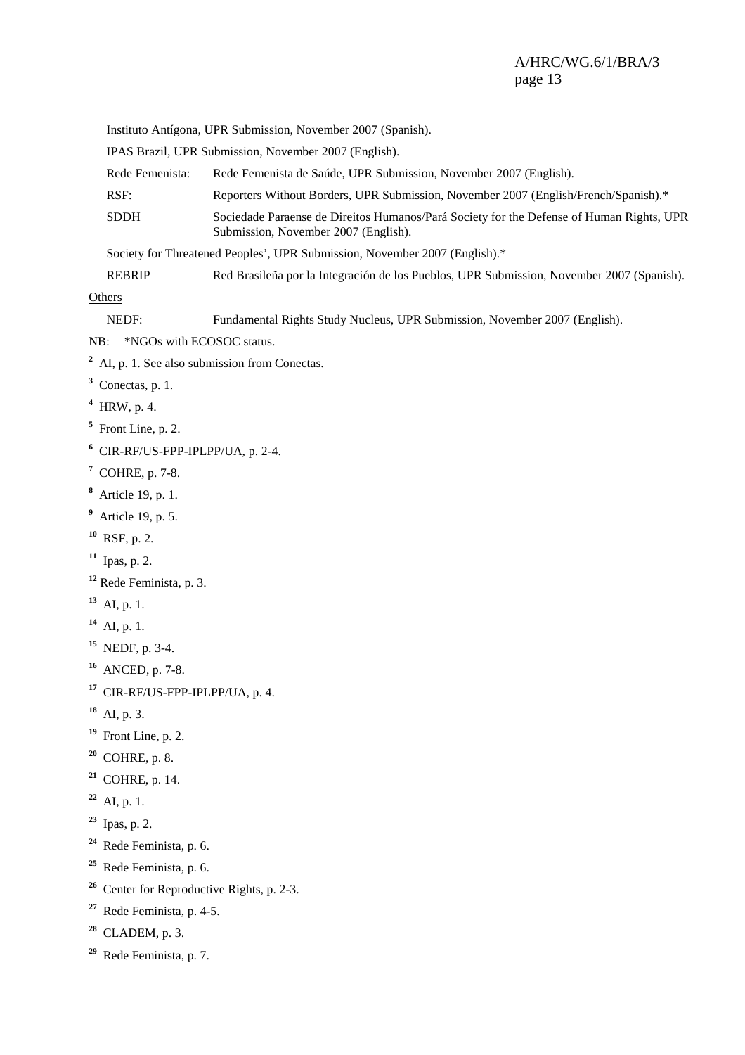Instituto Antígona, UPR Submission, November 2007 (Spanish).

IPAS Brazil, UPR Submission, November 2007 (English).

| | |
|---|---|
| Rede Femenista: | Rede Femenista de Saúde, UPR Submission, November 2007 (English). |
| RSF: | Reporters Without Borders, UPR Submission, November 2007 (English/French/Spanish).* |
| SDDH | Sociedade Paraense de Direitos Humanos/Pará Society for the Defense of Human Rights, UPR Submission, November 2007 (English). |

Society for Threatened Peoples', UPR Submission, November 2007 (English).*

| | |
|---|---|
| REBRIP | Red Brasileña por la Integración de los Pueblos, UPR Submission, November 2007 (Spanish). |

Others

| | |
|---|---|
| NEDF: | Fundamental Rights Study Nucleus, UPR Submission, November 2007 (English). |

NB: *NGOs with ECOSOC status.

[2] AI, p. 1. See also submission from Conectas.

[3] Conectas, p. 1.

[4] HRW, p. 4.

[5] Front Line, p. 2.

[6] CIR-RF/US-FPP-IPLPP/UA, p. 2-4.

[7] COHRE, p. 7-8.

[8] Article 19, p. 1.

[9] Article 19, p. 5.

[10] RSF, p. 2.

[11] Ipas, p. 2.

[12] Rede Feminista, p. 3.

[13] AI, p. 1.

[14] AI, p. 1.

[15] NEDF, p. 3-4.

[16] ANCED, p. 7-8.

[17] CIR-RF/US-FPP-IPLPP/UA, p. 4.

[18] AI, p. 3.

[19] Front Line, p. 2.

[20] COHRE, p. 8.

[21] COHRE, p. 14.

[22] AI, p. 1.

[23] Ipas, p. 2.

[24] Rede Feminista, p. 6.

[25] Rede Feminista, p. 6.

[26] Center for Reproductive Rights, p. 2-3.

[27] Rede Feminista, p. 4-5.

[28] CLADEM, p. 3.

[29] Rede Feminista, p. 7.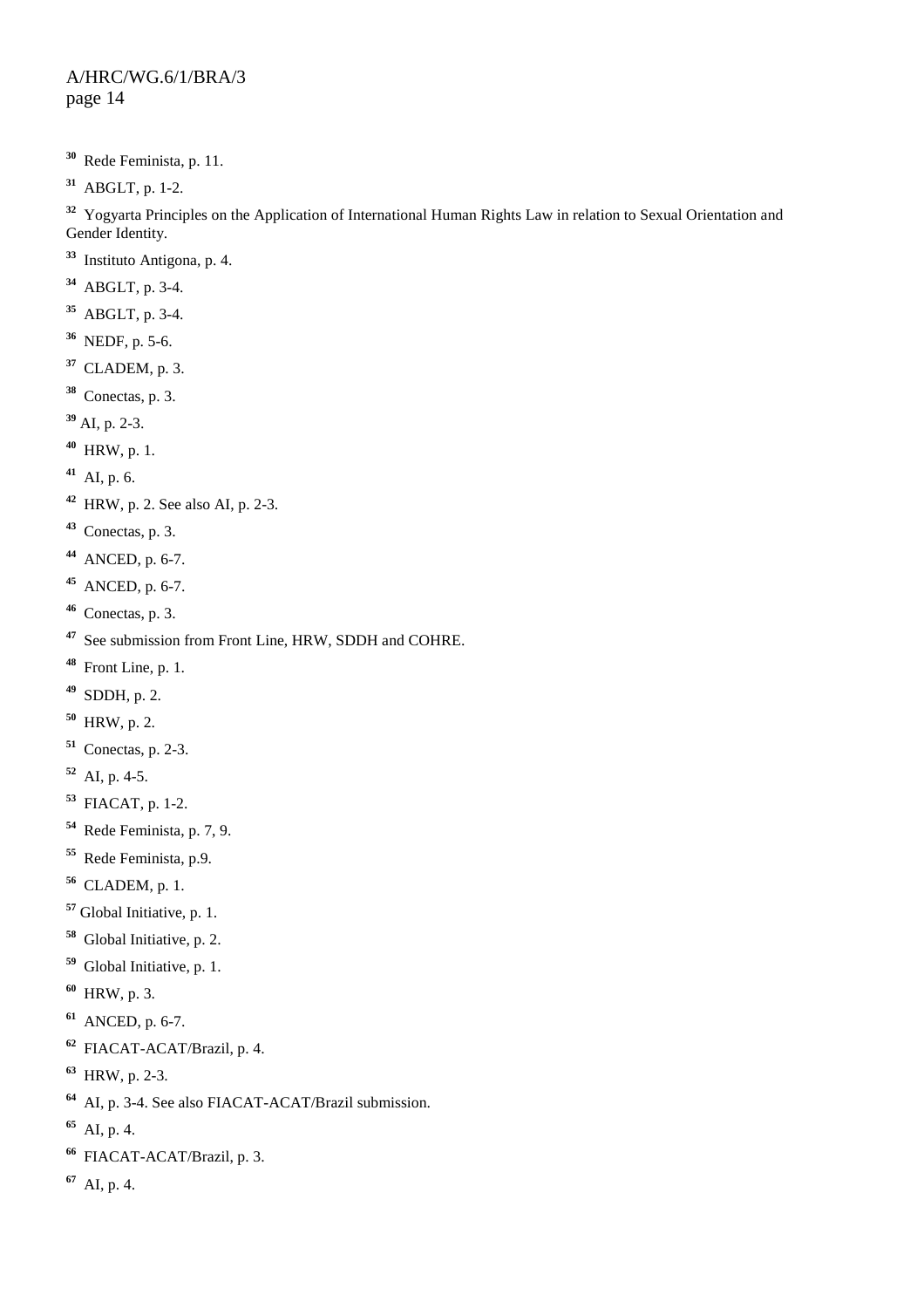[30] Rede Feminista, p. 11.

[31] ABGLT, p. 1-2.

[32] Yogyarta Principles on the Application of International Human Rights Law in relation to Sexual Orientation and Gender Identity.

[33] Instituto Antigona, p. 4.

[34] ABGLT, p. 3-4.

[35] ABGLT, p. 3-4.

[36] NEDF, p. 5-6.

[37] CLADEM, p. 3.

[38] Conectas, p. 3.

[39] AI, p. 2-3.

[40] HRW, p. 1.

[41] AI, p. 6.

[42] HRW, p. 2. See also AI, p. 2-3.

[43] Conectas, p. 3.

[44] ANCED, p. 6-7.

[45] ANCED, p. 6-7.

[46] Conectas, p. 3.

[47] See submission from Front Line, HRW, SDDH and COHRE.

[48] Front Line, p. 1.

[49] SDDH, p. 2.

[50] HRW, p. 2.

[51] Conectas, p. 2-3.

[52] AI, p. 4-5.

[53] FIACAT, p. 1-2.

[54] Rede Feminista, p. 7, 9.

[55] Rede Feminista, p.9.

[56] CLADEM, p. 1.

[57] Global Initiative, p. 1.

[58] Global Initiative, p. 2.

[59] Global Initiative, p. 1.

[60] HRW, p. 3.

[61] ANCED, p. 6-7.

[62] FIACAT-ACAT/Brazil, p. 4.

[63] HRW, p. 2-3.

[64] AI, p. 3-4. See also FIACAT-ACAT/Brazil submission.

[65] AI, p. 4.

[66] FIACAT-ACAT/Brazil, p. 3.

[67] AI, p. 4.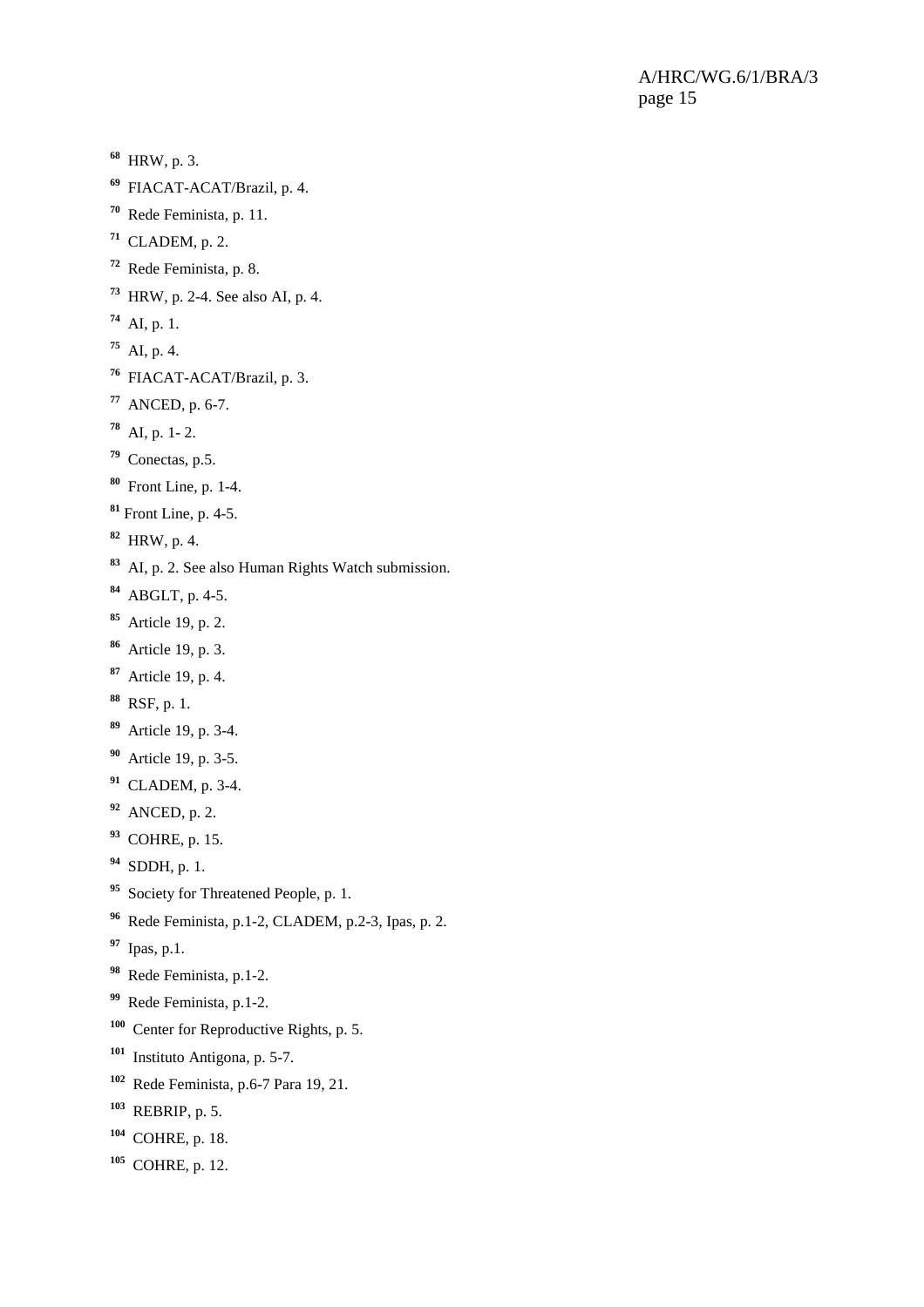[68] HRW, p. 3.

[69] FIACAT-ACAT/Brazil, p. 4.

[70] Rede Feminista, p. 11.

[71] CLADEM, p. 2.

[72] Rede Feminista, p. 8.

[73] HRW, p. 2-4. See also AI, p. 4.

[74] AI, p. 1.

[75] AI, p. 4.

[76] FIACAT-ACAT/Brazil, p. 3.

[77] ANCED, p. 6-7.

[78] AI, p. 1- 2.

[79] Conectas, p.5.

[80] Front Line, p. 1-4.

[81] Front Line, p. 4-5.

[82] HRW, p. 4.

[83] AI, p. 2. See also Human Rights Watch submission.

[84] ABGLT, p. 4-5.

[85] Article 19, p. 2.

[86] Article 19, p. 3.

[87] Article 19, p. 4.

[88] RSF, p. 1.

[89] Article 19, p. 3-4.

[90] Article 19, p. 3-5.

[91] CLADEM, p. 3-4.

[92] ANCED, p. 2.

[93] COHRE, p. 15.

[94] SDDH, p. 1.

[95] Society for Threatened People, p. 1.

[96] Rede Feminista, p.1-2, CLADEM, p.2-3, Ipas, p. 2.

[97] Ipas, p.1.

[98] Rede Feminista, p.1-2.

[99] Rede Feminista, p.1-2.

[100] Center for Reproductive Rights, p. 5.

[101] Instituto Antigona, p. 5-7.

[102] Rede Feminista, p.6-7 Para 19, 21.

[103] REBRIP, p. 5.

[104] COHRE, p. 18.

[105] COHRE, p. 12.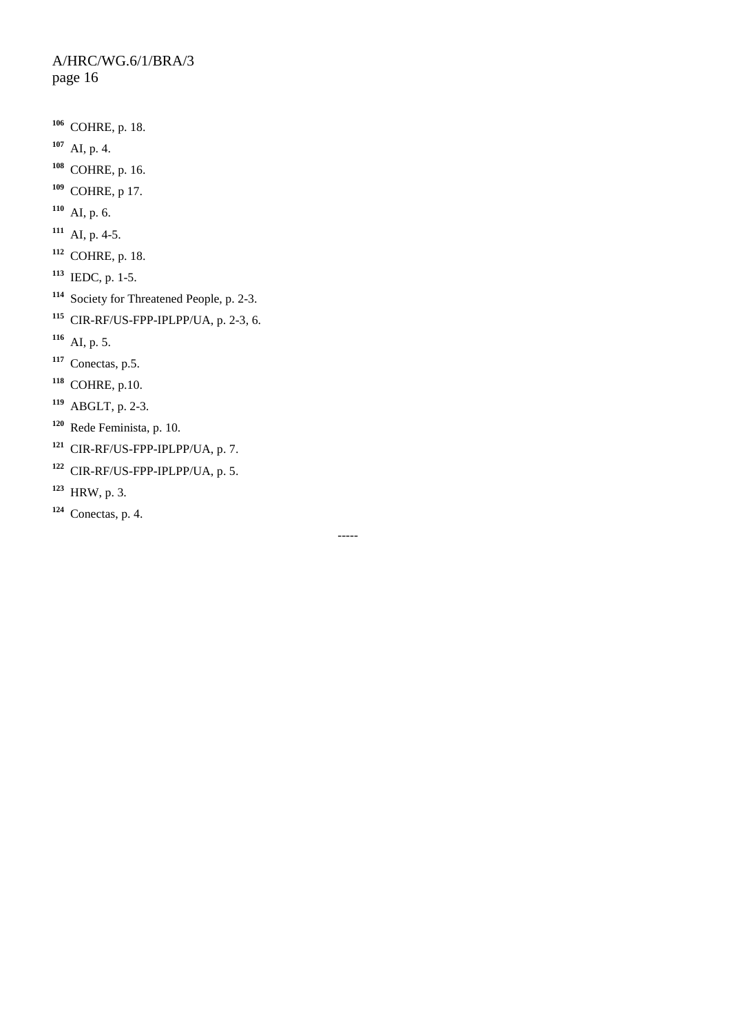[106] COHRE, p. 18.

[107] AI, p. 4.

[108] COHRE, p. 16.

[109] COHRE, p 17.

[110] AI, p. 6.

[111] AI, p. 4-5.

[112] COHRE, p. 18.

[113] IEDC, p. 1-5.

[114] Society for Threatened People, p. 2-3.

[115] CIR-RF/US-FPP-IPLPP/UA, p. 2-3, 6.

[116] AI, p. 5.

[117] Conectas, p.5.

[118] COHRE, p.10.

[119] ABGLT, p. 2-3.

[120] Rede Feminista, p. 10.

[121] CIR-RF/US-FPP-IPLPP/UA, p. 7.

[122] CIR-RF/US-FPP-IPLPP/UA, p. 5.

[123] HRW, p. 3.

[124] Conectas, p. 4.

-----